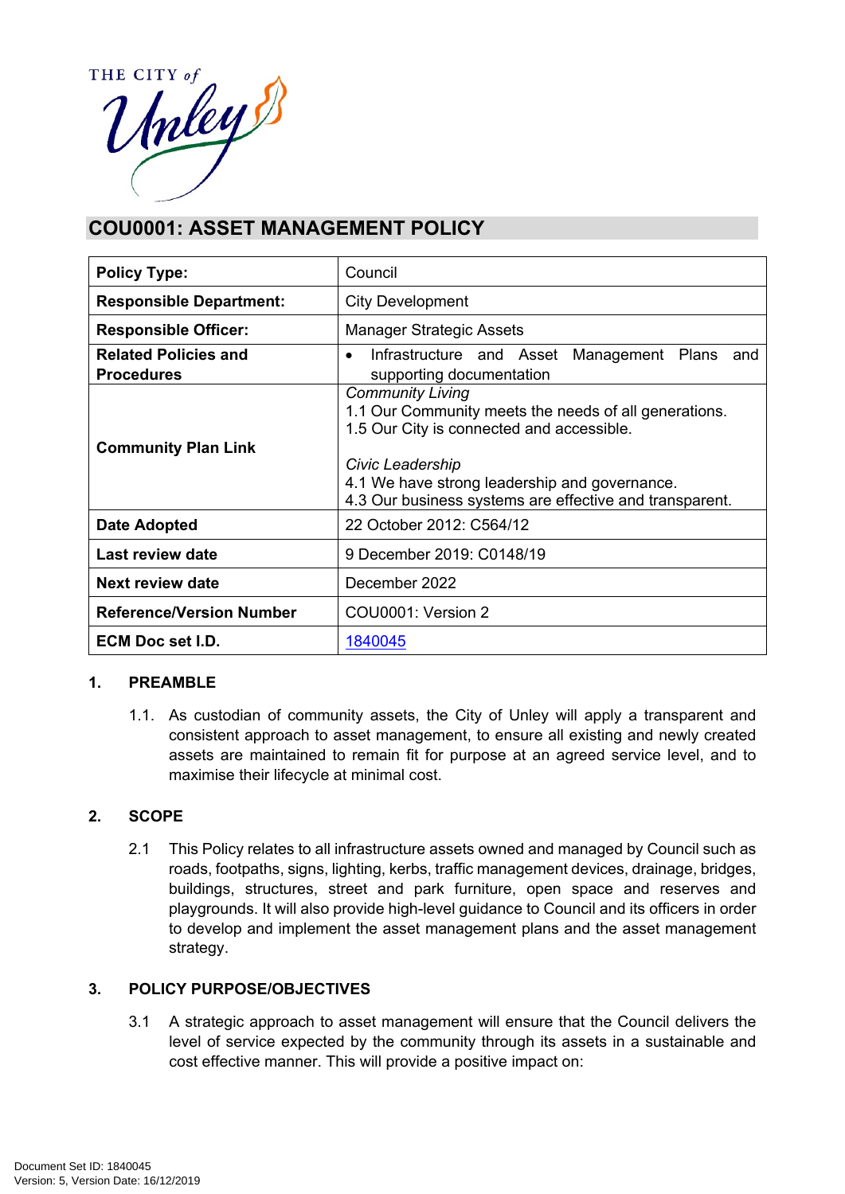THE CITY of Unley

# COU0001: ASSET MANAGEMENT POLICY

| **Policy Type:** | Council |
|---|---|
| **Responsible Department:** | City Development |
| **Responsible Officer:** | Manager Strategic Assets |
| **Related Policies and Procedures** | • Infrastructure and Asset Management Plans and supporting documentation |
| **Community Plan Link** | *Community Living*<br>1.1 Our Community meets the needs of all generations.<br>1.5 Our City is connected and accessible.<br><br>*Civic Leadership*<br>4.1 We have strong leadership and governance.<br>4.3 Our business systems are effective and transparent. |
| **Date Adopted** | 22 October 2012: C564/12 |
| **Last review date** | 9 December 2019: C0148/19 |
| **Next review date** | December 2022 |
| **Reference/Version Number** | COU0001: Version 2 |
| **ECM Doc set I.D.** | 1840045 |

## 1. PREAMBLE

1.1. As custodian of community assets, the City of Unley will apply a transparent and consistent approach to asset management, to ensure all existing and newly created assets are maintained to remain fit for purpose at an agreed service level, and to maximise their lifecycle at minimal cost.

## 2. SCOPE

2.1 This Policy relates to all infrastructure assets owned and managed by Council such as roads, footpaths, signs, lighting, kerbs, traffic management devices, drainage, bridges, buildings, structures, street and park furniture, open space and reserves and playgrounds. It will also provide high-level guidance to Council and its officers in order to develop and implement the asset management plans and the asset management strategy.

## 3. POLICY PURPOSE/OBJECTIVES

3.1 A strategic approach to asset management will ensure that the Council delivers the level of service expected by the community through its assets in a sustainable and cost effective manner. This will provide a positive impact on: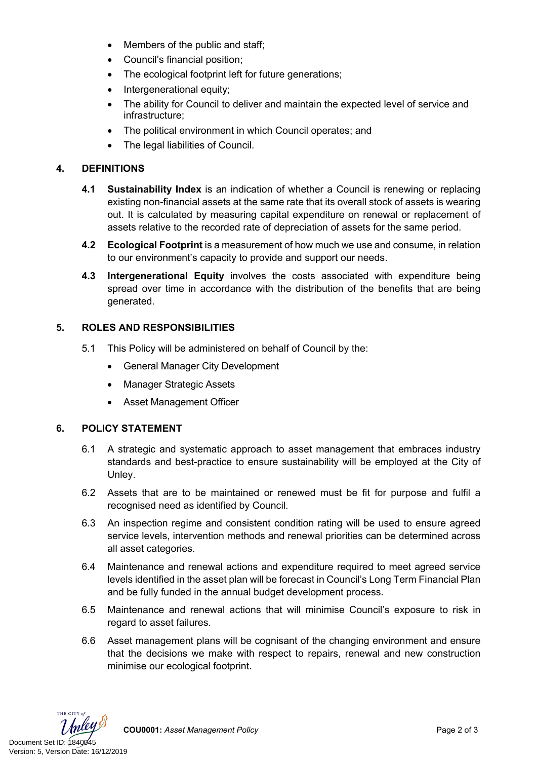- Members of the public and staff;
- Council's financial position;
- The ecological footprint left for future generations;
- Intergenerational equity;
- The ability for Council to deliver and maintain the expected level of service and infrastructure;
- The political environment in which Council operates; and
- The legal liabilities of Council.

## 4. DEFINITIONS

**4.1** **Sustainability Index** is an indication of whether a Council is renewing or replacing existing non-financial assets at the same rate that its overall stock of assets is wearing out. It is calculated by measuring capital expenditure on renewal or replacement of assets relative to the recorded rate of depreciation of assets for the same period.

**4.2** **Ecological Footprint** is a measurement of how much we use and consume, in relation to our environment's capacity to provide and support our needs.

**4.3** **Intergenerational Equity** involves the costs associated with expenditure being spread over time in accordance with the distribution of the benefits that are being generated.

## 5. ROLES AND RESPONSIBILITIES

5.1 This Policy will be administered on behalf of Council by the:

- General Manager City Development
- Manager Strategic Assets
- Asset Management Officer

## 6. POLICY STATEMENT

6.1 A strategic and systematic approach to asset management that embraces industry standards and best-practice to ensure sustainability will be employed at the City of Unley.

6.2 Assets that are to be maintained or renewed must be fit for purpose and fulfil a recognised need as identified by Council.

6.3 An inspection regime and consistent condition rating will be used to ensure agreed service levels, intervention methods and renewal priorities can be determined across all asset categories.

6.4 Maintenance and renewal actions and expenditure required to meet agreed service levels identified in the asset plan will be forecast in Council's Long Term Financial Plan and be fully funded in the annual budget development process.

6.5 Maintenance and renewal actions that will minimise Council's exposure to risk in regard to asset failures.

6.6 Asset management plans will be cognisant of the changing environment and ensure that the decisions we make with respect to repairs, renewal and new construction minimise our ecological footprint.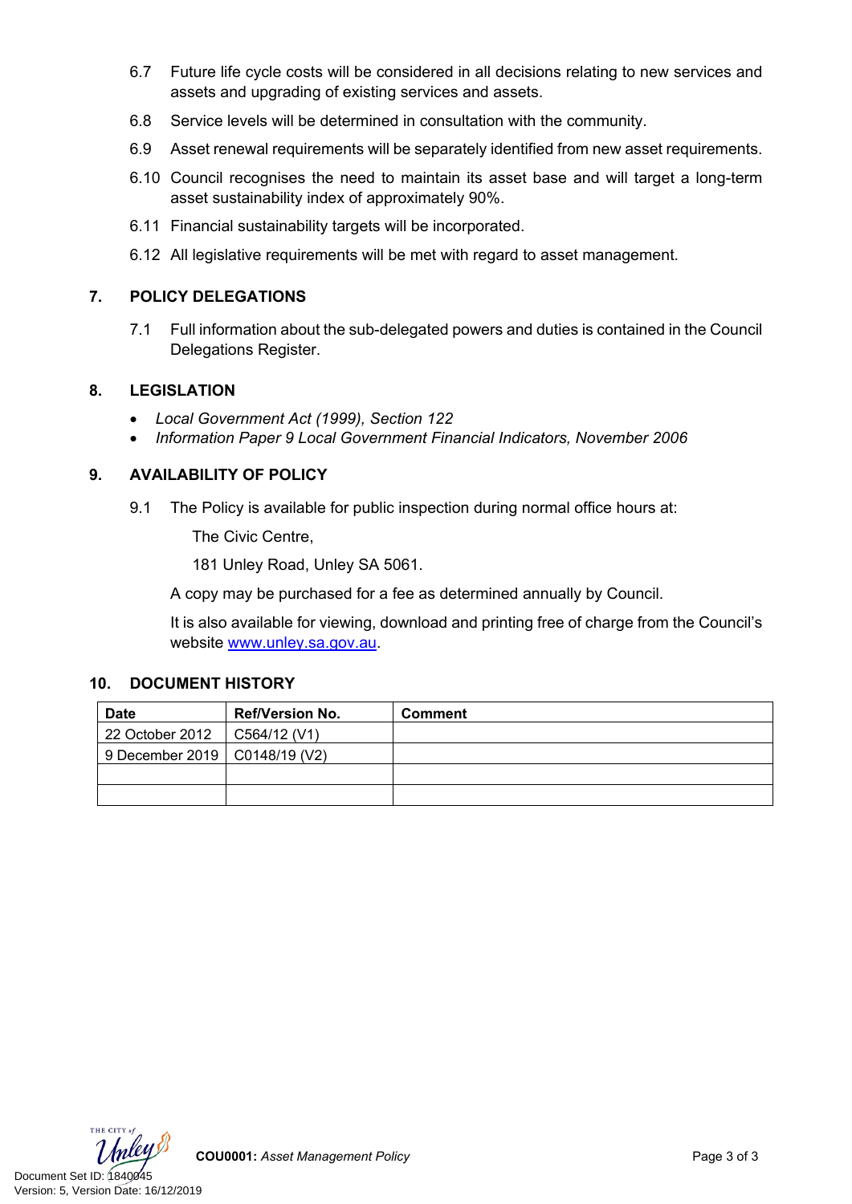6.7 Future life cycle costs will be considered in all decisions relating to new services and assets and upgrading of existing services and assets.

6.8 Service levels will be determined in consultation with the community.

6.9 Asset renewal requirements will be separately identified from new asset requirements.

6.10 Council recognises the need to maintain its asset base and will target a long-term asset sustainability index of approximately 90%.

6.11 Financial sustainability targets will be incorporated.

6.12 All legislative requirements will be met with regard to asset management.

## 7. POLICY DELEGATIONS

7.1 Full information about the sub-delegated powers and duties is contained in the Council Delegations Register.

## 8. LEGISLATION

- *Local Government Act (1999), Section 122*
- *Information Paper 9 Local Government Financial Indicators, November 2006*

## 9. AVAILABILITY OF POLICY

9.1 The Policy is available for public inspection during normal office hours at:

The Civic Centre,

181 Unley Road, Unley SA 5061.

A copy may be purchased for a fee as determined annually by Council.

It is also available for viewing, download and printing free of charge from the Council's website www.unley.sa.gov.au.

## 10. DOCUMENT HISTORY

| Date | Ref/Version No. | Comment |
|---|---|---|
| 22 October 2012 | C564/12 (V1) | |
| 9 December 2019 | C0148/19 (V2) | |
| | | |
| | | |

Document Set ID: 1840045
Version: 5, Version Date: 16/12/2019